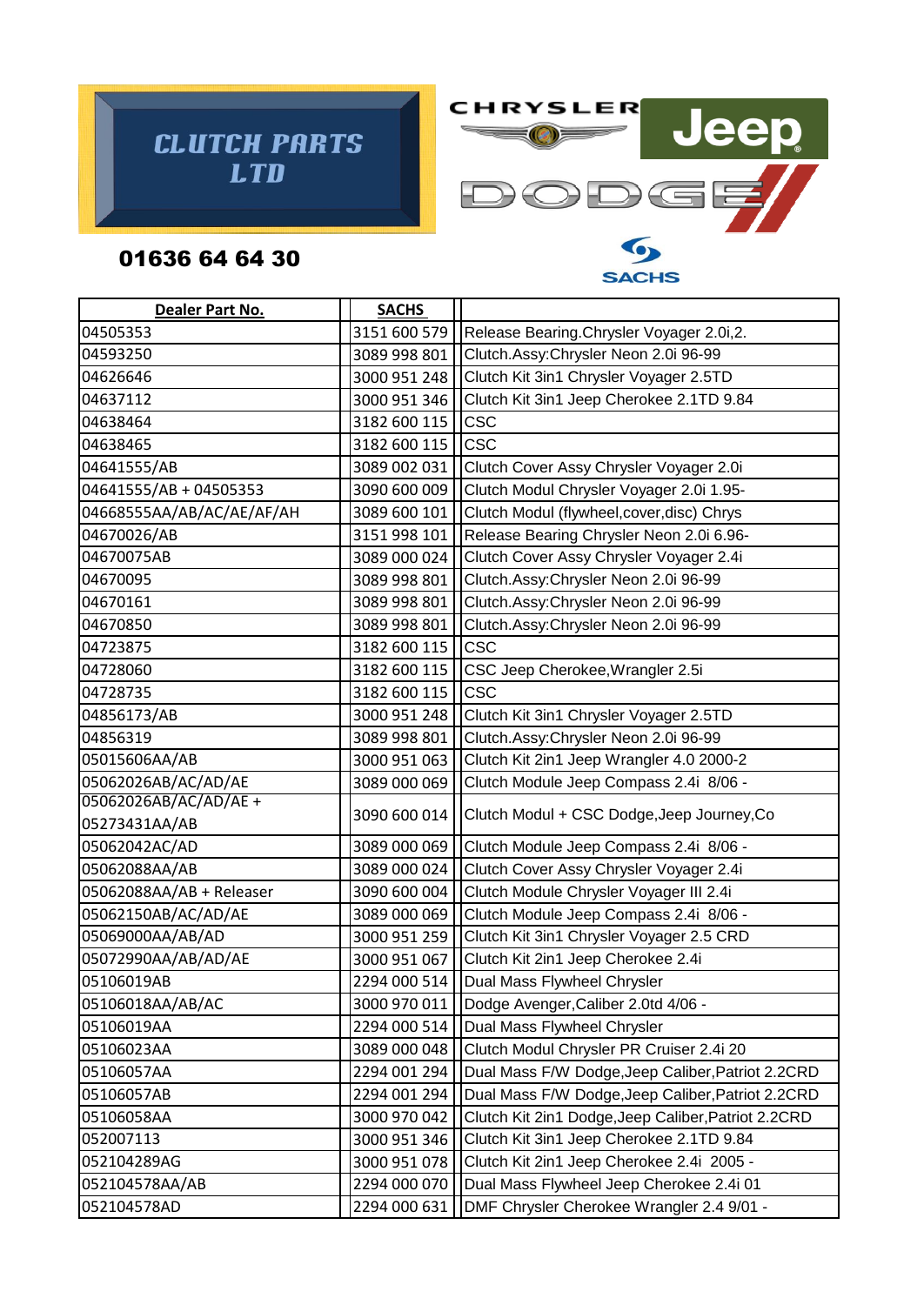# CLUTCH PARTS LTD

**01636 64 64 30**

CHRYSLER Jeep DODGE SACHS

| Dealer Part No. | SACHS | |
|---|---|---|
| 04505353 | 3151 600 579 | Release Bearing.Chrysler Voyager 2.0i,2. |
| 04593250 | 3089 998 801 | Clutch.Assy:Chrysler Neon 2.0i 96-99 |
| 04626646 | 3000 951 248 | Clutch Kit 3in1 Chrysler Voyager 2.5TD |
| 04637112 | 3000 951 346 | Clutch Kit 3in1 Jeep Cherokee 2.1TD 9.84 |
| 04638464 | 3182 600 115 | CSC |
| 04638465 | 3182 600 115 | CSC |
| 04641555/AB | 3089 002 031 | Clutch Cover Assy Chrysler Voyager 2.0i |
| 04641555/AB + 04505353 | 3090 600 009 | Clutch Modul Chrysler Voyager 2.0i 1.95- |
| 04668555AA/AB/AC/AE/AF/AH | 3089 600 101 | Clutch Modul (flywheel,cover,disc) Chrys |
| 04670026/AB | 3151 998 101 | Release Bearing Chrysler Neon 2.0i 6.96- |
| 04670075AB | 3089 000 024 | Clutch Cover Assy Chrysler Voyager 2.4i |
| 04670095 | 3089 998 801 | Clutch.Assy:Chrysler Neon 2.0i 96-99 |
| 04670161 | 3089 998 801 | Clutch.Assy:Chrysler Neon 2.0i 96-99 |
| 04670850 | 3089 998 801 | Clutch.Assy:Chrysler Neon 2.0i 96-99 |
| 04723875 | 3182 600 115 | CSC |
| 04728060 | 3182 600 115 | CSC Jeep Cherokee,Wrangler 2.5i |
| 04728735 | 3182 600 115 | CSC |
| 04856173/AB | 3000 951 248 | Clutch Kit 3in1 Chrysler Voyager 2.5TD |
| 04856319 | 3089 998 801 | Clutch.Assy:Chrysler Neon 2.0i 96-99 |
| 05015606AA/AB | 3000 951 063 | Clutch Kit 2in1 Jeep Wrangler 4.0 2000-2 |
| 05062026AB/AC/AD/AE | 3089 000 069 | Clutch Module Jeep Compass 2.4i 8/06 - |
| 05062026AB/AC/AD/AE + 05273431AA/AB | 3090 600 014 | Clutch Modul + CSC Dodge,Jeep Journey,Co |
| 05062042AC/AD | 3089 000 069 | Clutch Module Jeep Compass 2.4i 8/06 - |
| 05062088AA/AB | 3089 000 024 | Clutch Cover Assy Chrysler Voyager 2.4i |
| 05062088AA/AB + Releaser | 3090 600 004 | Clutch Module Chrysler Voyager III 2.4i |
| 05062150AB/AC/AD/AE | 3089 000 069 | Clutch Module Jeep Compass 2.4i 8/06 - |
| 05069000AA/AB/AD | 3000 951 259 | Clutch Kit 3in1 Chrysler Voyager 2.5 CRD |
| 05072990AA/AB/AD/AE | 3000 951 067 | Clutch Kit 2in1 Jeep Cherokee 2.4i |
| 05106019AB | 2294 000 514 | Dual Mass Flywheel Chrysler |
| 05106018AA/AB/AC | 3000 970 011 | Dodge Avenger,Caliber 2.0td 4/06 - |
| 05106019AA | 2294 000 514 | Dual Mass Flywheel Chrysler |
| 05106023AA | 3089 000 048 | Clutch Modul Chrysler PR Cruiser 2.4i 20 |
| 05106057AA | 2294 001 294 | Dual Mass F/W Dodge,Jeep Caliber,Patriot 2.2CRD |
| 05106057AB | 2294 001 294 | Dual Mass F/W Dodge,Jeep Caliber,Patriot 2.2CRD |
| 05106058AA | 3000 970 042 | Clutch Kit 2in1 Dodge,Jeep Caliber,Patriot 2.2CRD |
| 052007113 | 3000 951 346 | Clutch Kit 3in1 Jeep Cherokee 2.1TD 9.84 |
| 052104289AG | 3000 951 078 | Clutch Kit 2in1 Jeep Cherokee 2.4i 2005 - |
| 052104578AA/AB | 2294 000 070 | Dual Mass Flywheel Jeep Cherokee 2.4i 01 |
| 052104578AD | 2294 000 631 | DMF Chrysler Cherokee Wrangler 2.4 9/01 - |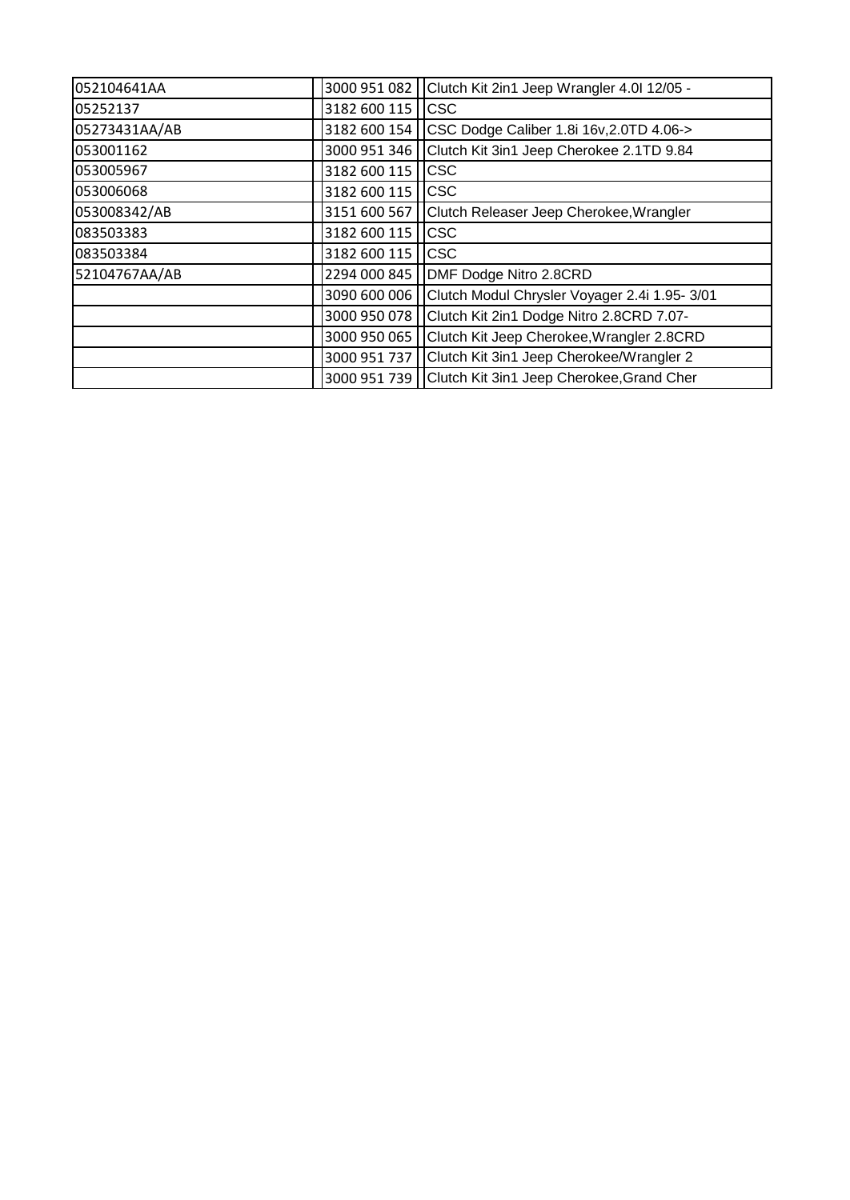| | | |
|---|---|---|
| 052104641AA | 3000 951 082 | Clutch Kit 2in1 Jeep Wrangler 4.0l 12/05 - |
| 05252137 | 3182 600 115 | CSC |
| 05273431AA/AB | 3182 600 154 | CSC Dodge Caliber 1.8i 16v,2.0TD 4.06-> |
| 053001162 | 3000 951 346 | Clutch Kit 3in1 Jeep Cherokee 2.1TD 9.84 |
| 053005967 | 3182 600 115 | CSC |
| 053006068 | 3182 600 115 | CSC |
| 053008342/AB | 3151 600 567 | Clutch Releaser Jeep Cherokee,Wrangler |
| 083503383 | 3182 600 115 | CSC |
| 083503384 | 3182 600 115 | CSC |
| 52104767AA/AB | 2294 000 845 | DMF Dodge Nitro 2.8CRD |
| | 3090 600 006 | Clutch Modul Chrysler Voyager 2.4i 1.95- 3/01 |
| | 3000 950 078 | Clutch Kit 2in1 Dodge Nitro 2.8CRD 7.07- |
| | 3000 950 065 | Clutch Kit Jeep Cherokee,Wrangler 2.8CRD |
| | 3000 951 737 | Clutch Kit 3in1 Jeep Cherokee/Wrangler 2 |
| | 3000 951 739 | Clutch Kit 3in1 Jeep Cherokee,Grand Cher |